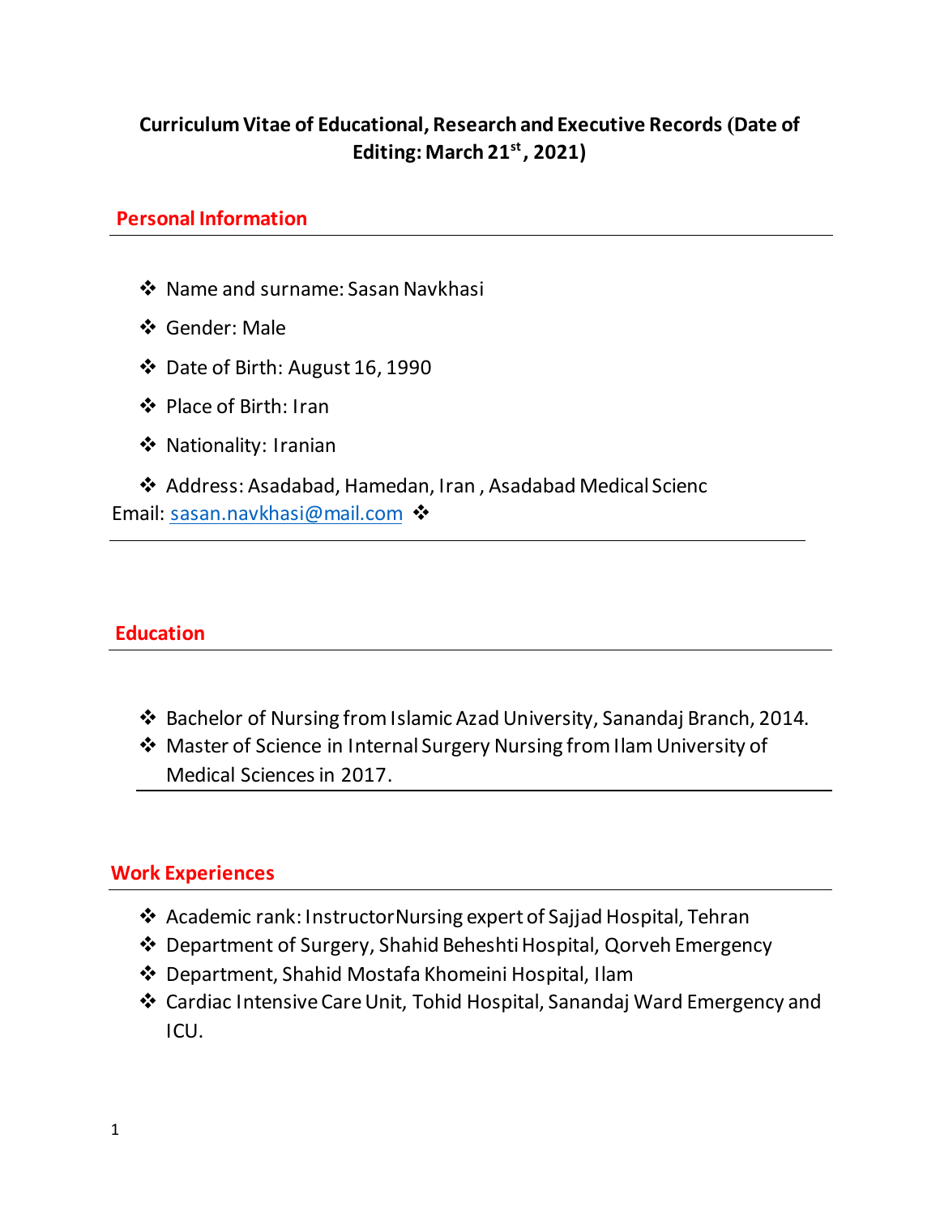# Curriculum Vitae of Educational, Research and Executive Records (Date of Editing: March 21st, 2021)

## Personal Information

- Name and surname: Sasan Navkhasi
- Gender: Male
- Date of Birth: August 16, 1990
- Place of Birth: Iran
- Nationality: Iranian
- Address: Asadabad, Hamedan, Iran , Asadabad Medical Scienc

Email: sasan.navkhasi@mail.com ❖

## Education

- Bachelor of Nursing from Islamic Azad University, Sanandaj Branch, 2014.
- Master of Science in Internal Surgery Nursing from Ilam University of Medical Sciences in 2017.

## Work Experiences

- Academic rank: InstructorNursing expert of Sajjad Hospital, Tehran
- Department of Surgery, Shahid Beheshti Hospital, Qorveh Emergency
- Department, Shahid Mostafa Khomeini Hospital, Ilam
- Cardiac Intensive Care Unit, Tohid Hospital, Sanandaj Ward Emergency and ICU.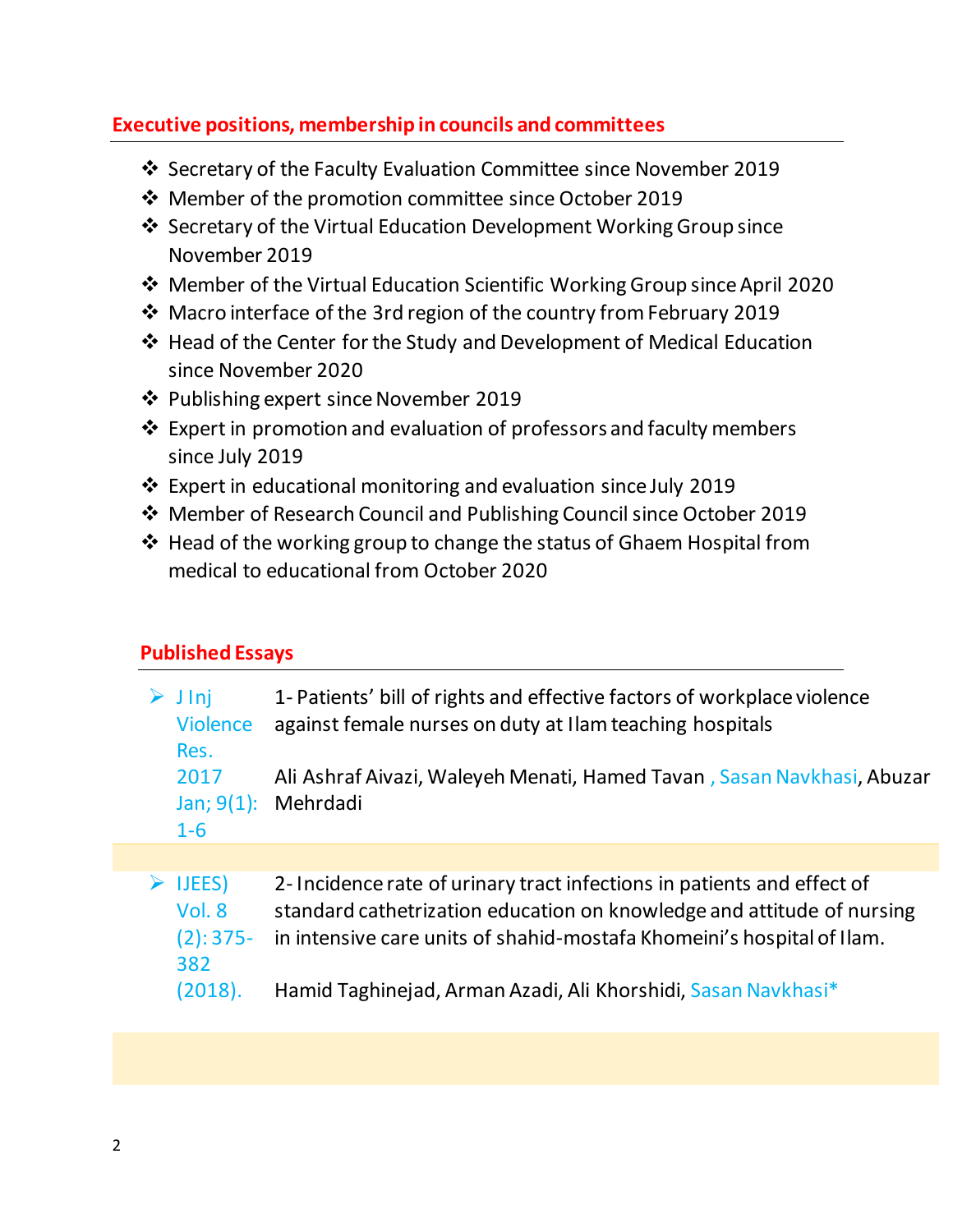## Executive positions, membership in councils and committees

- Secretary of the Faculty Evaluation Committee since November 2019
- Member of the promotion committee since October 2019
- Secretary of the Virtual Education Development Working Group since November 2019
- Member of the Virtual Education Scientific Working Group since April 2020
- Macro interface of the 3rd region of the country from February 2019
- Head of the Center for the Study and Development of Medical Education since November 2020
- Publishing expert since November 2019
- Expert in promotion and evaluation of professors and faculty members since July 2019
- Expert in educational monitoring and evaluation since July 2019
- Member of Research Council and Publishing Council since October 2019
- Head of the working group to change the status of Ghaem Hospital from medical to educational from October 2020

## Published Essays

| | |
|---|---|
| J Inj Violence Res. 2017 Jan; 9(1): 1-6 | 1- Patients' bill of rights and effective factors of workplace violence against female nurses on duty at Ilam teaching hospitals<br><br>Ali Ashraf Aivazi, Waleyeh Menati, Hamed Tavan , Sasan Navkhasi, Abuzar Mehrdadi |
| IJEES) Vol. 8 (2): 375-382 (2018). | 2- Incidence rate of urinary tract infections in patients and effect of standard cathetrization education on knowledge and attitude of nursing in intensive care units of shahid-mostafa Khomeini's hospital of Ilam.<br><br>Hamid Taghinejad, Arman Azadi, Ali Khorshidi, Sasan Navkhasi* |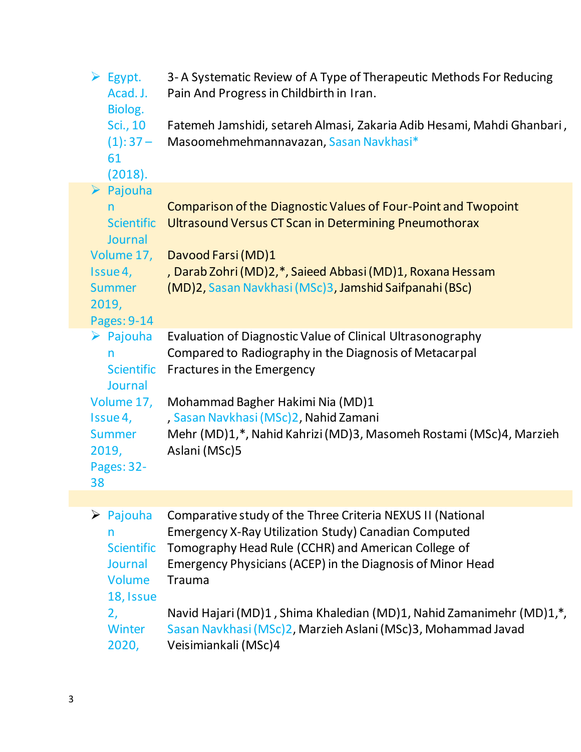- **Egypt. Acad. J. Biolog. Sci., 10 (1): 37 – 61 (2018).**

  3- A Systematic Review of A Type of Therapeutic Methods For Reducing Pain And Progress in Childbirth in Iran.

  Fatemeh Jamshidi, setareh Almasi, Zakaria Adib Hesami, Mahdi Ghanbari , Masoomehmehmannavazan, Sasan Navkhasi*

- **Pajouhan Scientific Journal Volume 17, Issue 4, Summer 2019, Pages: 9-14**

  Comparison of the Diagnostic Values of Four-Point and Twopoint Ultrasound Versus CT Scan in Determining Pneumothorax

  Davood Farsi (MD)1, Darab Zohri (MD)2,*, Saieed Abbasi (MD)1, Roxana Hessam (MD)2, Sasan Navkhasi (MSc)3, Jamshid Saifpanahi (BSc)

- **Pajouhan Scientific Journal Volume 17, Issue 4, Summer 2019, Pages: 32-38**

  Evaluation of Diagnostic Value of Clinical Ultrasonography Compared to Radiography in the Diagnosis of Metacarpal Fractures in the Emergency

  Mohammad Bagher Hakimi Nia (MD)1, Sasan Navkhasi (MSc)2, Nahid Zamani Mehr (MD)1,*, Nahid Kahrizi (MD)3, Masomeh Rostami (MSc)4, Marzieh Aslani (MSc)5

- **Pajouhan Scientific Journal Volume 18, Issue 2, Winter 2020,**

  Comparative study of the Three Criteria NEXUS II (National Emergency X-Ray Utilization Study) Canadian Computed Tomography Head Rule (CCHR) and American College of Emergency Physicians (ACEP) in the Diagnosis of Minor Head Trauma

  Navid Hajari (MD)1 , Shima Khaledian (MD)1, Nahid Zamanimehr (MD)1,*, Sasan Navkhasi (MSc)2, Marzieh Aslani (MSc)3, Mohammad Javad Veisimiankali (MSc)4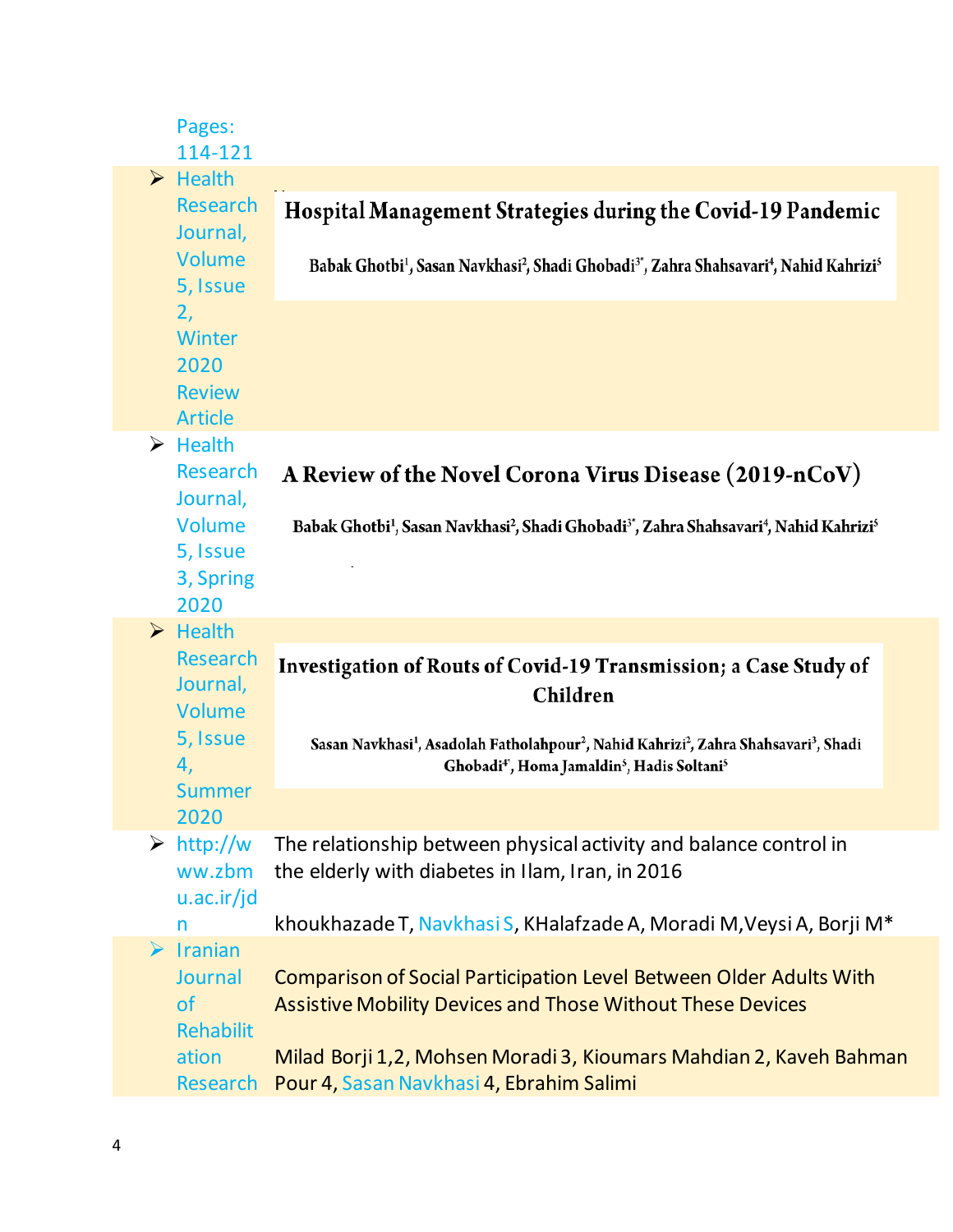Pages: 114-121

| | | |
|---|---|---|
| ➢ | Health Research Journal, Volume 5, Issue 2, Winter 2020 Review Article | **Hospital Management Strategies during the Covid-19 Pandemic**<br><br>**Babak Ghotbi[1], Sasan Navkhasi[2], Shadi Ghobadi[3*], Zahra Shahsavari[4], Nahid Kahrizi[5]** |
| ➢ | Health Research Journal, Volume 5, Issue 3, Spring 2020 | **A Review of the Novel Corona Virus Disease (2019-nCoV)**<br><br>**Babak Ghotbi[1], Sasan Navkhasi[2], Shadi Ghobadi[3*], Zahra Shahsavari[4], Nahid Kahrizi[5]** |
| ➢ | Health Research Journal, Volume 5, Issue 4, Summer 2020 | **Investigation of Routs of Covid-19 Transmission; a Case Study of Children**<br><br>**Sasan Navkhasi[1], Asadolah Fatholahpour[2], Nahid Kahrizi[2], Zahra Shahsavari[3], Shadi Ghobadi[4*], Homa Jamaldin[5], Hadis Soltani[5]** |
| ➢ | http://www.zbmu.ac.ir/jdn | The relationship between physical activity and balance control in the elderly with diabetes in Ilam, Iran, in 2016<br><br>khoukhazade T, Navkhasi S, KHalafzade A, Moradi M,Veysi A, Borji M* |
| ➢ | Iranian Journal of Rehabilitation Research | Comparison of Social Participation Level Between Older Adults With Assistive Mobility Devices and Those Without These Devices<br><br>Milad Borji 1,2, Mohsen Moradi 3, Kioumars Mahdian 2, Kaveh Bahman Pour 4, Sasan Navkhasi 4, Ebrahim Salimi |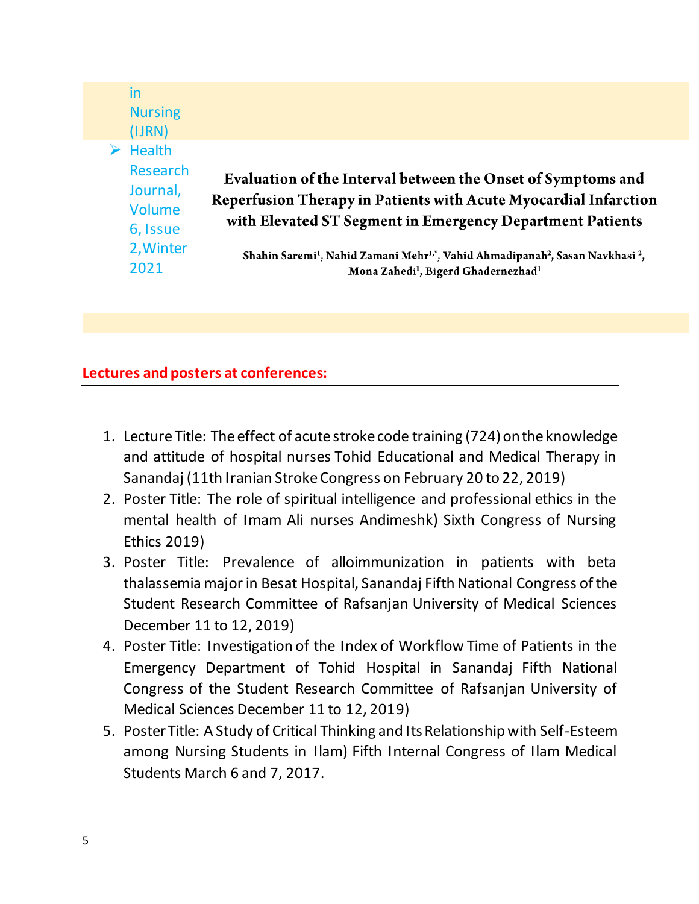in Nursing (IJRN)

- Health Research Journal, Volume 6, Issue 2,Winter 2021

**Evaluation of the Interval between the Onset of Symptoms and Reperfusion Therapy in Patients with Acute Myocardial Infarction with Elevated ST Segment in Emergency Department Patients**

**Shahin Saremi[1], Nahid Zamani Mehr[1,*], Vahid Ahmadipanah[2], Sasan Navkhasi [2], Mona Zahedi[1], Bigerd Ghadernezhad[1]**

## Lectures and posters at conferences:

1. Lecture Title: The effect of acute stroke code training (724) on the knowledge and attitude of hospital nurses Tohid Educational and Medical Therapy in Sanandaj (11th Iranian Stroke Congress on February 20 to 22, 2019)
2. Poster Title: The role of spiritual intelligence and professional ethics in the mental health of Imam Ali nurses Andimeshk) Sixth Congress of Nursing Ethics 2019)
3. Poster Title: Prevalence of alloimmunization in patients with beta thalassemia major in Besat Hospital, Sanandaj Fifth National Congress of the Student Research Committee of Rafsanjan University of Medical Sciences December 11 to 12, 2019)
4. Poster Title: Investigation of the Index of Workflow Time of Patients in the Emergency Department of Tohid Hospital in Sanandaj Fifth National Congress of the Student Research Committee of Rafsanjan University of Medical Sciences December 11 to 12, 2019)
5. Poster Title: A Study of Critical Thinking and Its Relationship with Self-Esteem among Nursing Students in Ilam) Fifth Internal Congress of Ilam Medical Students March 6 and 7, 2017.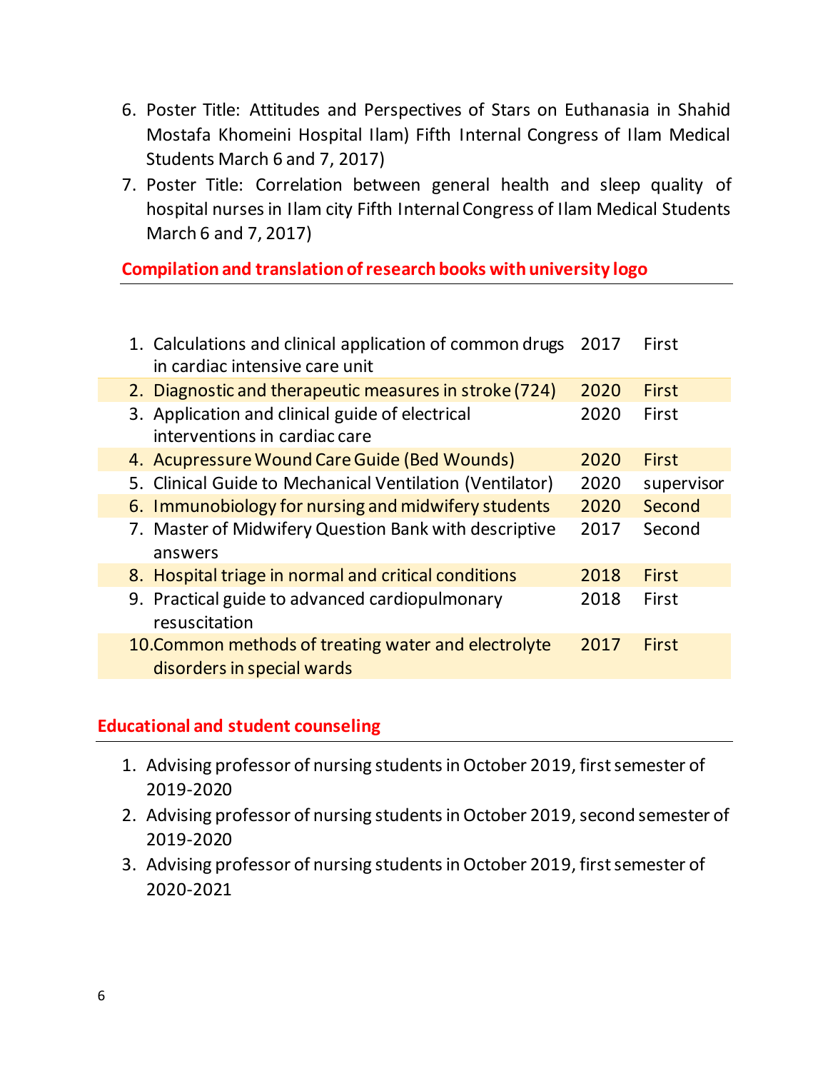6. Poster Title: Attitudes and Perspectives of Stars on Euthanasia in Shahid Mostafa Khomeini Hospital Ilam) Fifth Internal Congress of Ilam Medical Students March 6 and 7, 2017)
7. Poster Title: Correlation between general health and sleep quality of hospital nurses in Ilam city Fifth Internal Congress of Ilam Medical Students March 6 and 7, 2017)

## Compilation and translation of research books with university logo

| Title | Year | Role |
|---|---|---|
| 1. Calculations and clinical application of common drugs in cardiac intensive care unit | 2017 | First |
| 2. Diagnostic and therapeutic measures in stroke (724) | 2020 | First |
| 3. Application and clinical guide of electrical interventions in cardiac care | 2020 | First |
| 4. Acupressure Wound Care Guide (Bed Wounds) | 2020 | First |
| 5. Clinical Guide to Mechanical Ventilation (Ventilator) | 2020 | supervisor |
| 6. Immunobiology for nursing and midwifery students | 2020 | Second |
| 7. Master of Midwifery Question Bank with descriptive answers | 2017 | Second |
| 8. Hospital triage in normal and critical conditions | 2018 | First |
| 9. Practical guide to advanced cardiopulmonary resuscitation | 2018 | First |
| 10. Common methods of treating water and electrolyte disorders in special wards | 2017 | First |

## Educational and student counseling

1. Advising professor of nursing students in October 2019, first semester of 2019-2020
2. Advising professor of nursing students in October 2019, second semester of 2019-2020
3. Advising professor of nursing students in October 2019, first semester of 2020-2021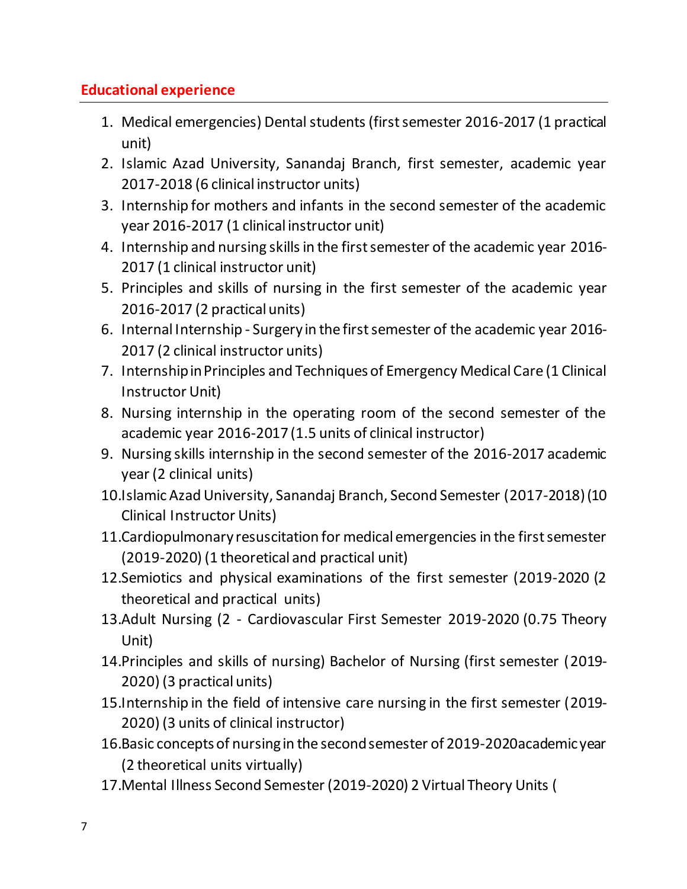## Educational experience

1. Medical emergencies) Dental students (first semester 2016-2017 (1 practical unit)
2. Islamic Azad University, Sanandaj Branch, first semester, academic year 2017-2018 (6 clinical instructor units)
3. Internship for mothers and infants in the second semester of the academic year 2016-2017 (1 clinical instructor unit)
4. Internship and nursing skills in the first semester of the academic year 2016-2017 (1 clinical instructor unit)
5. Principles and skills of nursing in the first semester of the academic year 2016-2017 (2 practical units)
6. Internal Internship - Surgery in the first semester of the academic year 2016-2017 (2 clinical instructor units)
7. Internship in Principles and Techniques of Emergency Medical Care (1 Clinical Instructor Unit)
8. Nursing internship in the operating room of the second semester of the academic year 2016-2017 (1.5 units of clinical instructor)
9. Nursing skills internship in the second semester of the 2016-2017 academic year (2 clinical units)
10. Islamic Azad University, Sanandaj Branch, Second Semester (2017-2018) (10 Clinical Instructor Units)
11. Cardiopulmonary resuscitation for medical emergencies in the first semester (2019-2020) (1 theoretical and practical unit)
12. Semiotics and physical examinations of the first semester (2019-2020 (2 theoretical and practical units)
13. Adult Nursing (2 - Cardiovascular First Semester 2019-2020 (0.75 Theory Unit)
14. Principles and skills of nursing) Bachelor of Nursing (first semester (2019-2020) (3 practical units)
15. Internship in the field of intensive care nursing in the first semester (2019-2020) (3 units of clinical instructor)
16. Basic concepts of nursing in the second semester of 2019-2020academic year (2 theoretical units virtually)
17. Mental Illness Second Semester (2019-2020) 2 Virtual Theory Units (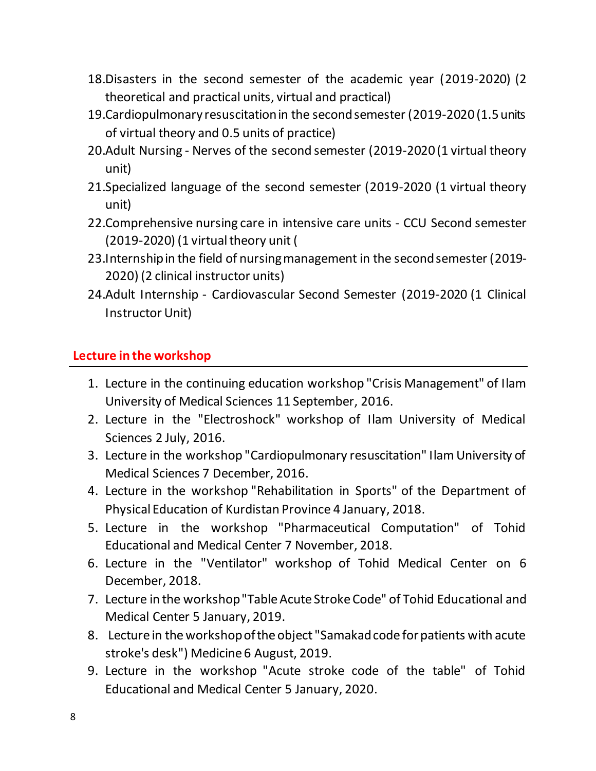18. Disasters in the second semester of the academic year (2019-2020) (2 theoretical and practical units, virtual and practical)
19. Cardiopulmonary resuscitation in the second semester (2019-2020 (1.5 units of virtual theory and 0.5 units of practice)
20. Adult Nursing - Nerves of the second semester (2019-2020 (1 virtual theory unit)
21. Specialized language of the second semester (2019-2020 (1 virtual theory unit)
22. Comprehensive nursing care in intensive care units - CCU Second semester (2019-2020) (1 virtual theory unit (
23. Internship in the field of nursing management in the second semester (2019-2020) (2 clinical instructor units)
24. Adult Internship - Cardiovascular Second Semester (2019-2020 (1 Clinical Instructor Unit)

## Lecture in the workshop

1. Lecture in the continuing education workshop "Crisis Management" of Ilam University of Medical Sciences 11 September, 2016.
2. Lecture in the "Electroshock" workshop of Ilam University of Medical Sciences 2 July, 2016.
3. Lecture in the workshop "Cardiopulmonary resuscitation" Ilam University of Medical Sciences 7 December, 2016.
4. Lecture in the workshop "Rehabilitation in Sports" of the Department of Physical Education of Kurdistan Province 4 January, 2018.
5. Lecture in the workshop "Pharmaceutical Computation" of Tohid Educational and Medical Center 7 November, 2018.
6. Lecture in the "Ventilator" workshop of Tohid Medical Center on 6 December, 2018.
7. Lecture in the workshop "Table Acute Stroke Code" of Tohid Educational and Medical Center 5 January, 2019.
8. Lecture in the workshop of the object "Samakad code for patients with acute stroke's desk") Medicine 6 August, 2019.
9. Lecture in the workshop "Acute stroke code of the table" of Tohid Educational and Medical Center 5 January, 2020.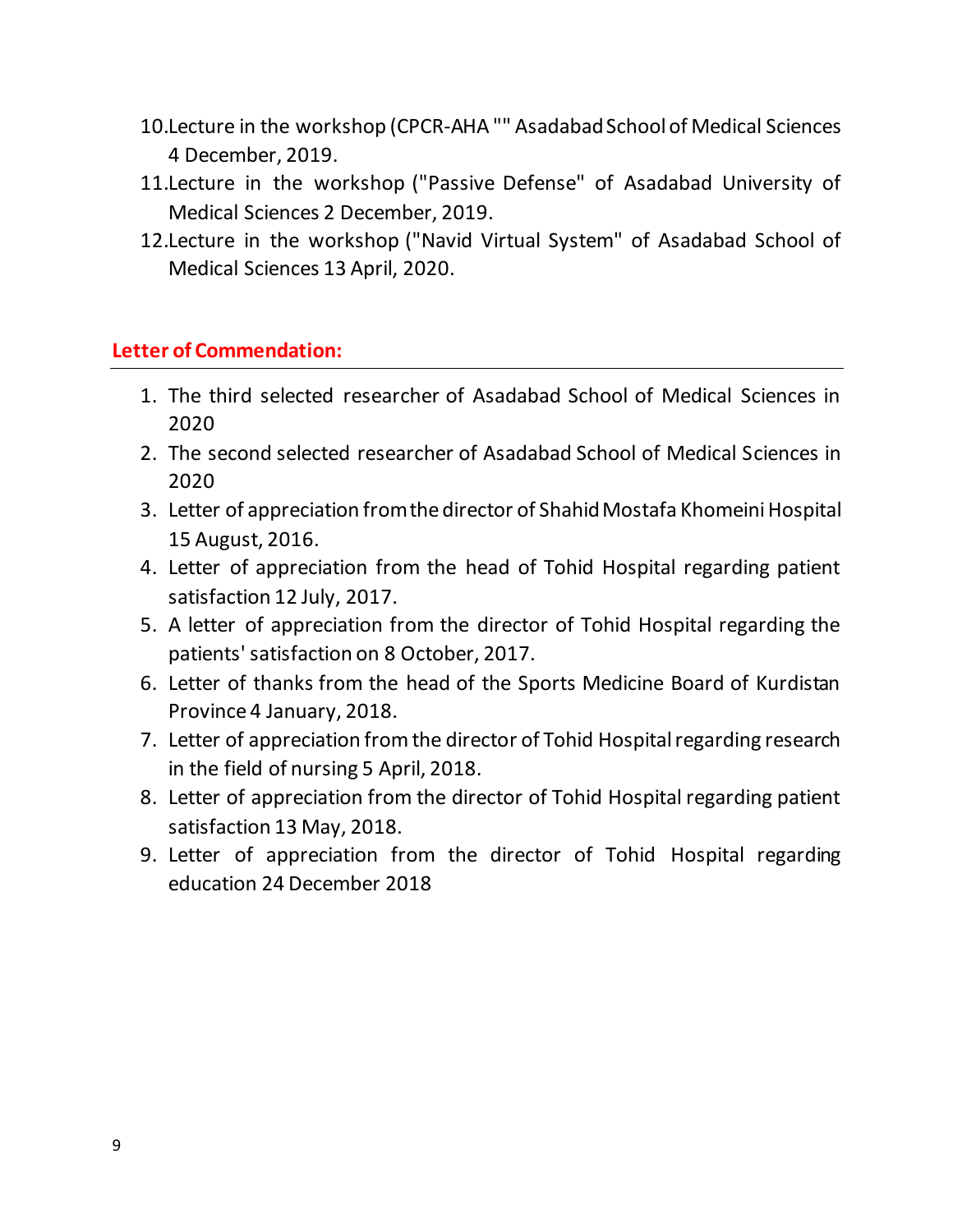10. Lecture in the workshop (CPCR-AHA "" Asadabad School of Medical Sciences 4 December, 2019.
11. Lecture in the workshop ("Passive Defense" of Asadabad University of Medical Sciences 2 December, 2019.
12. Lecture in the workshop ("Navid Virtual System" of Asadabad School of Medical Sciences 13 April, 2020.

## Letter of Commendation:

1. The third selected researcher of Asadabad School of Medical Sciences in 2020
2. The second selected researcher of Asadabad School of Medical Sciences in 2020
3. Letter of appreciation from the director of Shahid Mostafa Khomeini Hospital 15 August, 2016.
4. Letter of appreciation from the head of Tohid Hospital regarding patient satisfaction 12 July, 2017.
5. A letter of appreciation from the director of Tohid Hospital regarding the patients' satisfaction on 8 October, 2017.
6. Letter of thanks from the head of the Sports Medicine Board of Kurdistan Province 4 January, 2018.
7. Letter of appreciation from the director of Tohid Hospital regarding research in the field of nursing 5 April, 2018.
8. Letter of appreciation from the director of Tohid Hospital regarding patient satisfaction 13 May, 2018.
9. Letter of appreciation from the director of Tohid Hospital regarding education 24 December 2018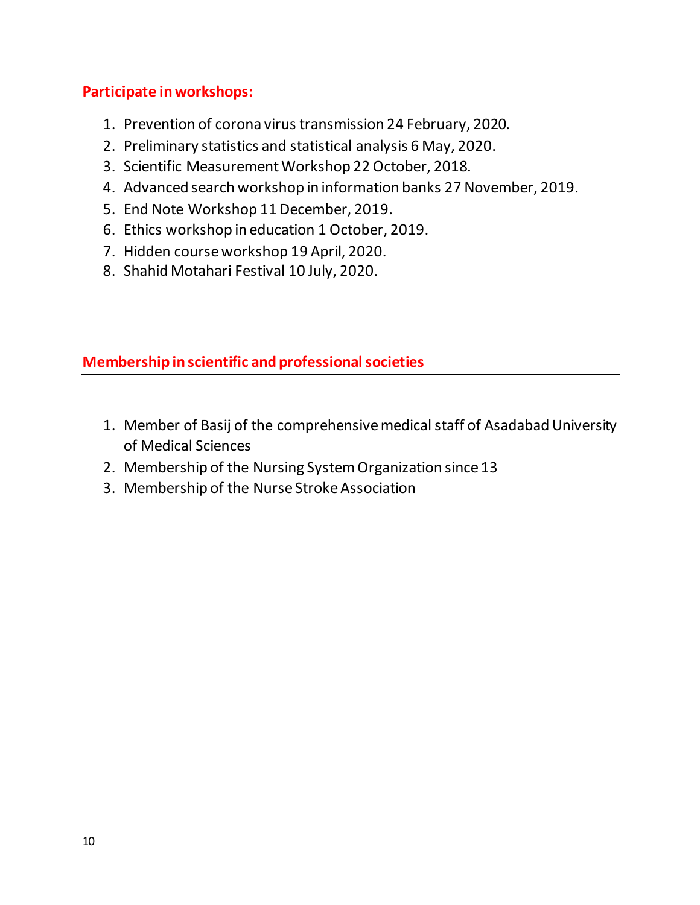## Participate in workshops:

1. Prevention of corona virus transmission 24 February, 2020.
2. Preliminary statistics and statistical analysis 6 May, 2020.
3. Scientific Measurement Workshop 22 October, 2018.
4. Advanced search workshop in information banks 27 November, 2019.
5. End Note Workshop 11 December, 2019.
6. Ethics workshop in education 1 October, 2019.
7. Hidden course workshop 19 April, 2020.
8. Shahid Motahari Festival 10 July, 2020.

## Membership in scientific and professional societies

1. Member of Basij of the comprehensive medical staff of Asadabad University of Medical Sciences
2. Membership of the Nursing System Organization since 13
3. Membership of the Nurse Stroke Association